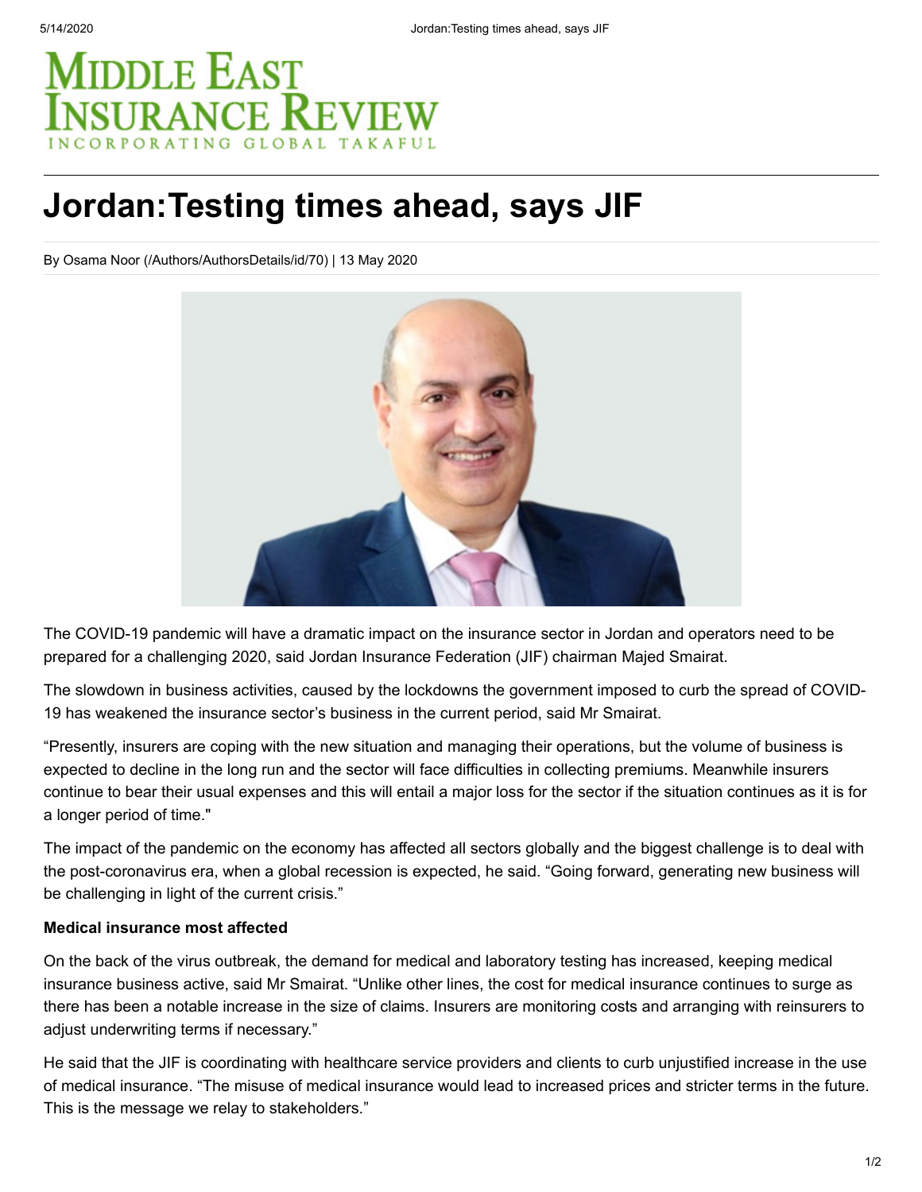# Jordan:Testing times ahead, says JIF

By Osama Noor (/Authors/AuthorsDetails/id/70) | 13 May 2020

The COVID-19 pandemic will have a dramatic impact on the insurance sector in Jordan and operators need to be prepared for a challenging 2020, said Jordan Insurance Federation (JIF) chairman Majed Smairat.

The slowdown in business activities, caused by the lockdowns the government imposed to curb the spread of COVID-19 has weakened the insurance sector's business in the current period, said Mr Smairat.

"Presently, insurers are coping with the new situation and managing their operations, but the volume of business is expected to decline in the long run and the sector will face difficulties in collecting premiums. Meanwhile insurers continue to bear their usual expenses and this will entail a major loss for the sector if the situation continues as it is for a longer period of time."

The impact of the pandemic on the economy has affected all sectors globally and the biggest challenge is to deal with the post-coronavirus era, when a global recession is expected, he said. "Going forward, generating new business will be challenging in light of the current crisis."

**Medical insurance most affected**

On the back of the virus outbreak, the demand for medical and laboratory testing has increased, keeping medical insurance business active, said Mr Smairat. "Unlike other lines, the cost for medical insurance continues to surge as there has been a notable increase in the size of claims. Insurers are monitoring costs and arranging with reinsurers to adjust underwriting terms if necessary."

He said that the JIF is coordinating with healthcare service providers and clients to curb unjustified increase in the use of medical insurance. "The misuse of medical insurance would lead to increased prices and stricter terms in the future. This is the message we relay to stakeholders."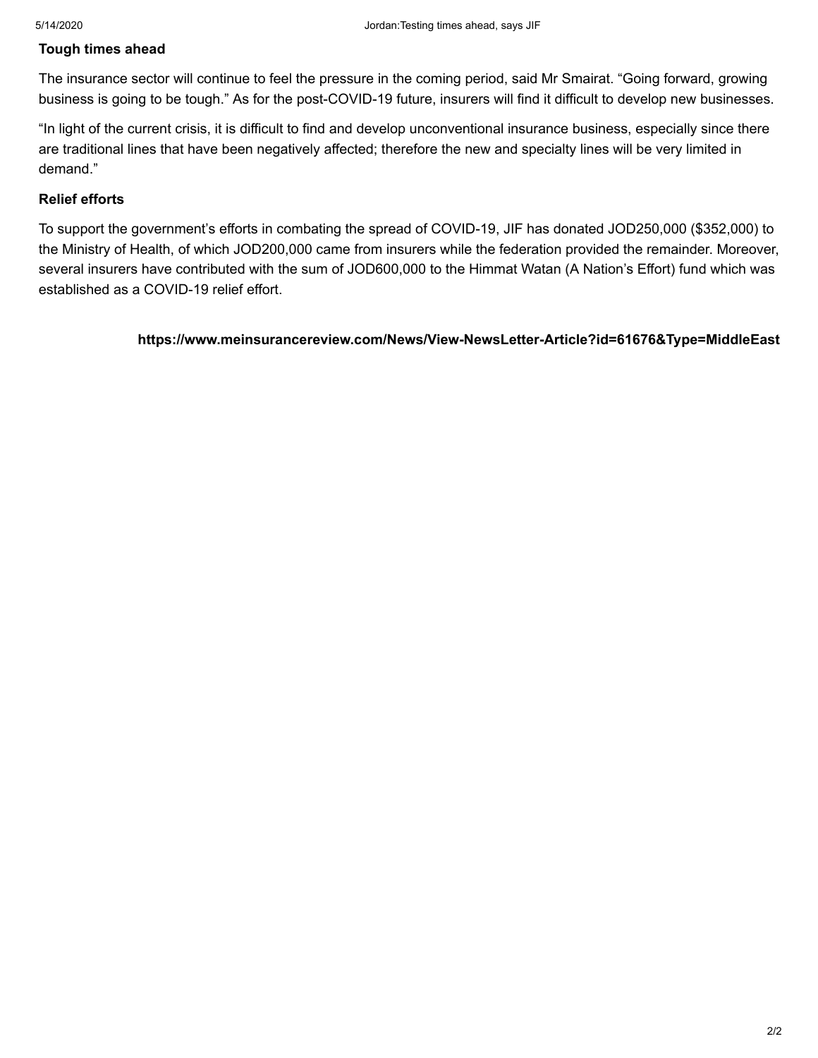**Tough times ahead**

The insurance sector will continue to feel the pressure in the coming period, said Mr Smairat. “Going forward, growing business is going to be tough.” As for the post-COVID-19 future, insurers will find it difficult to develop new businesses.

“In light of the current crisis, it is difficult to find and develop unconventional insurance business, especially since there are traditional lines that have been negatively affected; therefore the new and specialty lines will be very limited in demand.”

**Relief efforts**

To support the government’s efforts in combating the spread of COVID-19, JIF has donated JOD250,000 ($352,000) to the Ministry of Health, of which JOD200,000 came from insurers while the federation provided the remainder. Moreover, several insurers have contributed with the sum of JOD600,000 to the Himmat Watan (A Nation’s Effort) fund which was established as a COVID-19 relief effort.

**https://www.meinsurancereview.com/News/View-NewsLetter-Article?id=61676&Type=MiddleEast**